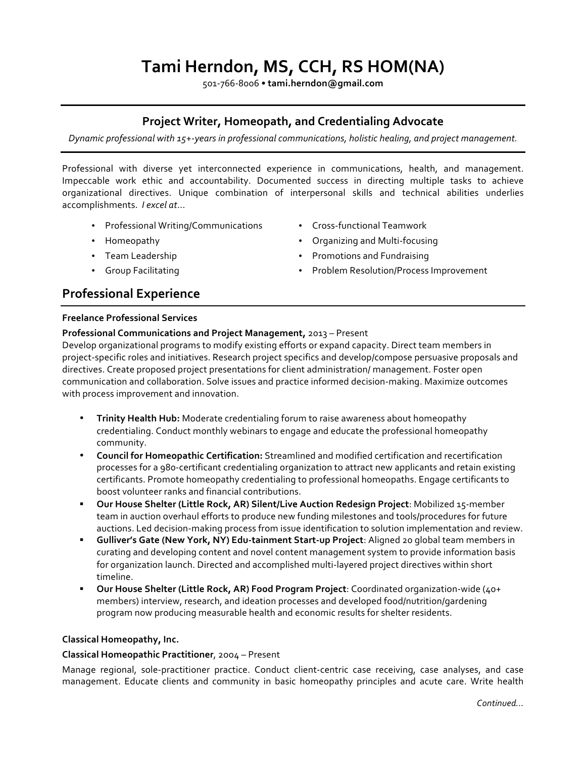# Tami Herndon, MS, CCH, RS HOM(NA)

501-766-8006 • **tami.herndon@gmail.com**

## Project Writer, Homeopath, and Credentialing Advocate

*Dynamic professional with 15+-years in professional communications, holistic healing, and project management.*

Professional with diverse yet interconnected experience in communications, health, and management. Impeccable work ethic and accountability. Documented success in directing multiple tasks to achieve organizational directives. Unique combination of interpersonal skills and technical abilities underlies accomplishments. *I excel at…*

- Professional Writing/Communications
- Homeopathy
- Team Leadership
- Group Facilitating
- Cross-functional Teamwork
- Organizing and Multi-focusing
- Promotions and Fundraising
- Problem Resolution/Process Improvement

## Professional Experience

**Freelance Professional Services**

**Professional Communications and Project Management,** 2013 – Present

Develop organizational programs to modify existing efforts or expand capacity. Direct team members in project-specific roles and initiatives. Research project specifics and develop/compose persuasive proposals and directives. Create proposed project presentations for client administration/ management. Foster open communication and collaboration. Solve issues and practice informed decision-making. Maximize outcomes with process improvement and innovation.

- **Trinity Health Hub:** Moderate credentialing forum to raise awareness about homeopathy credentialing. Conduct monthly webinars to engage and educate the professional homeopathy community.
- **Council for Homeopathic Certification:** Streamlined and modified certification and recertification processes for a 980-certificant credentialing organization to attract new applicants and retain existing certificants. Promote homeopathy credentialing to professional homeopaths. Engage certificants to boost volunteer ranks and financial contributions.
- **Our House Shelter (Little Rock, AR) Silent/Live Auction Redesign Project**: Mobilized 15-member team in auction overhaul efforts to produce new funding milestones and tools/procedures for future auctions. Led decision-making process from issue identification to solution implementation and review.
- **Gulliver's Gate (New York, NY) Edu-tainment Start-up Project**: Aligned 20 global team members in curating and developing content and novel content management system to provide information basis for organization launch. Directed and accomplished multi-layered project directives within short timeline.
- **Our House Shelter (Little Rock, AR) Food Program Project**: Coordinated organization-wide (40+ members) interview, research, and ideation processes and developed food/nutrition/gardening program now producing measurable health and economic results for shelter residents.

**Classical Homeopathy, Inc.**

**Classical Homeopathic Practitioner**, 2004 – Present

Manage regional, sole-practitioner practice. Conduct client-centric case receiving, case analyses, and case management. Educate clients and community in basic homeopathy principles and acute care. Write health

*Continued…*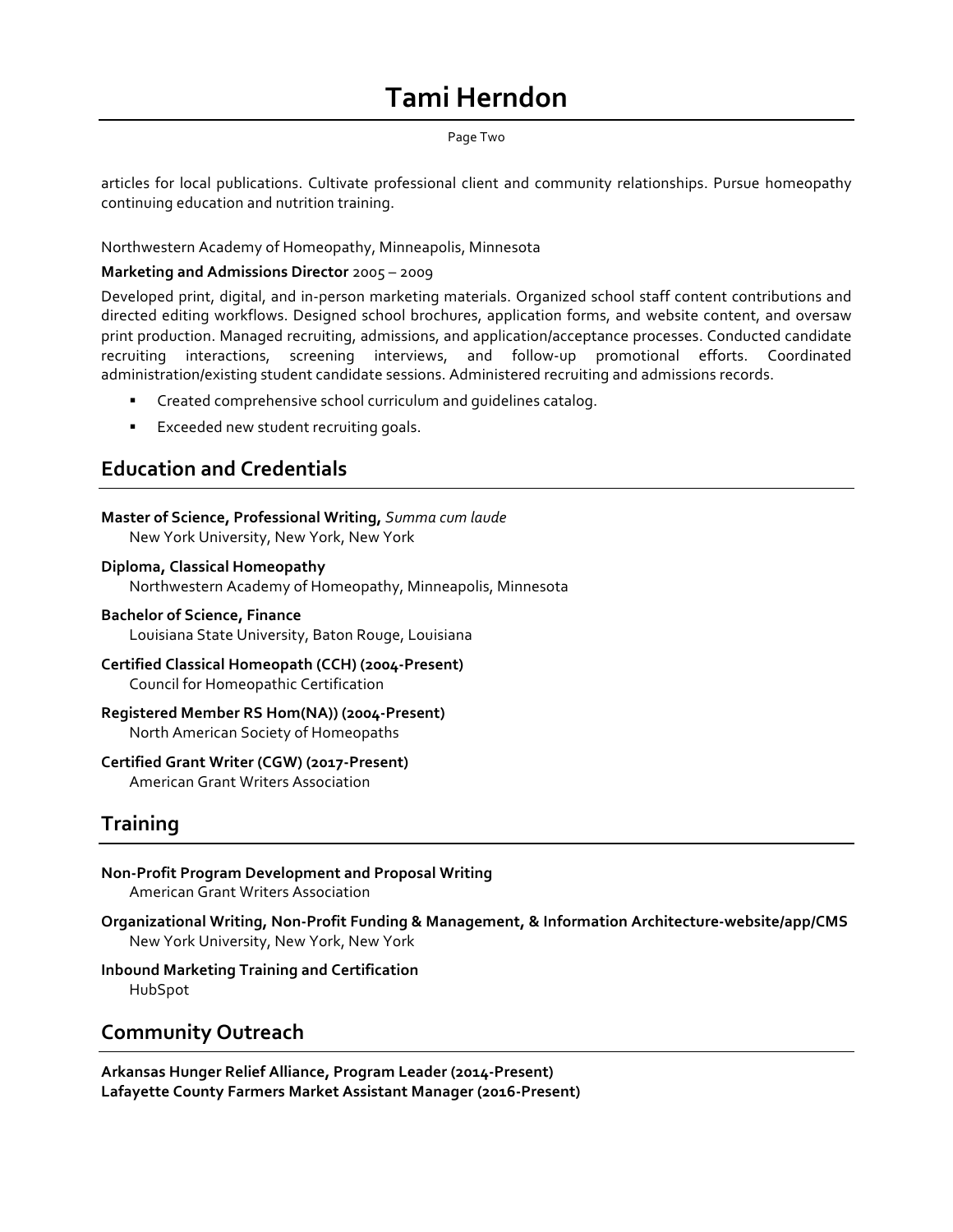articles for local publications. Cultivate professional client and community relationships. Pursue homeopathy continuing education and nutrition training.

Northwestern Academy of Homeopathy, Minneapolis, Minnesota

**Marketing and Admissions Director** 2005 – 2009

Developed print, digital, and in-person marketing materials. Organized school staff content contributions and directed editing workflows. Designed school brochures, application forms, and website content, and oversaw print production. Managed recruiting, admissions, and application/acceptance processes. Conducted candidate recruiting interactions, screening interviews, and follow-up promotional efforts. Coordinated administration/existing student candidate sessions. Administered recruiting and admissions records.

- Created comprehensive school curriculum and guidelines catalog.
- Exceeded new student recruiting goals.

## Education and Credentials

**Master of Science, Professional Writing,** *Summa cum laude*
New York University, New York, New York

**Diploma, Classical Homeopathy**
Northwestern Academy of Homeopathy, Minneapolis, Minnesota

**Bachelor of Science, Finance**
Louisiana State University, Baton Rouge, Louisiana

**Certified Classical Homeopath (CCH) (2004-Present)**
Council for Homeopathic Certification

**Registered Member RS Hom(NA)) (2004-Present)**
North American Society of Homeopaths

**Certified Grant Writer (CGW) (2017-Present)**
American Grant Writers Association

## Training

**Non-Profit Program Development and Proposal Writing**
American Grant Writers Association

**Organizational Writing, Non-Profit Funding & Management, & Information Architecture-website/app/CMS**
New York University, New York, New York

**Inbound Marketing Training and Certification**
HubSpot

## Community Outreach

**Arkansas Hunger Relief Alliance, Program Leader (2014-Present)**
**Lafayette County Farmers Market Assistant Manager (2016-Present)**